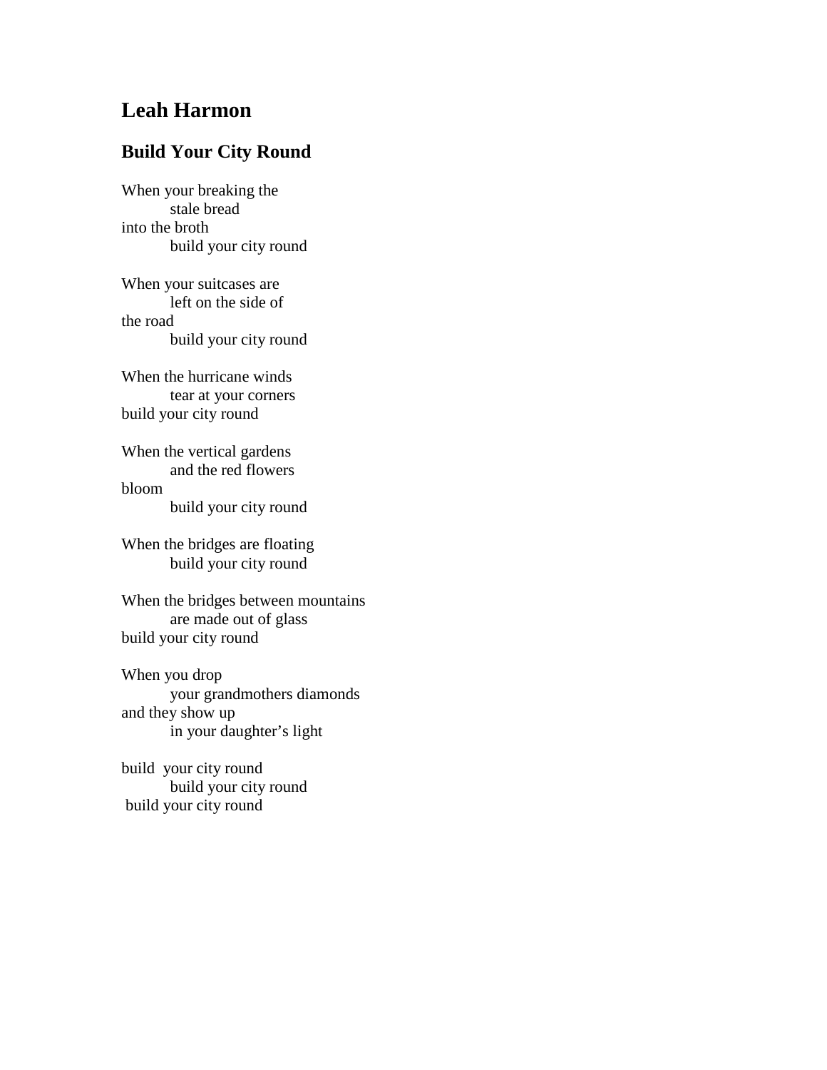# Leah Harmon

## Build Your City Round

When your breaking the  
        stale bread  
into the broth  
        build your city round

When your suitcases are  
        left on the side of  
the road  
        build your city round

When the hurricane winds  
        tear at your corners  
build your city round

When the vertical gardens  
        and the red flowers  
bloom  
        build your city round

When the bridges are floating  
        build your city round

When the bridges between mountains  
        are made out of glass  
build your city round

When you drop  
        your grandmothers diamonds  
and they show up  
        in your daughter's light

build  your city round  
        build your city round  
 build your city round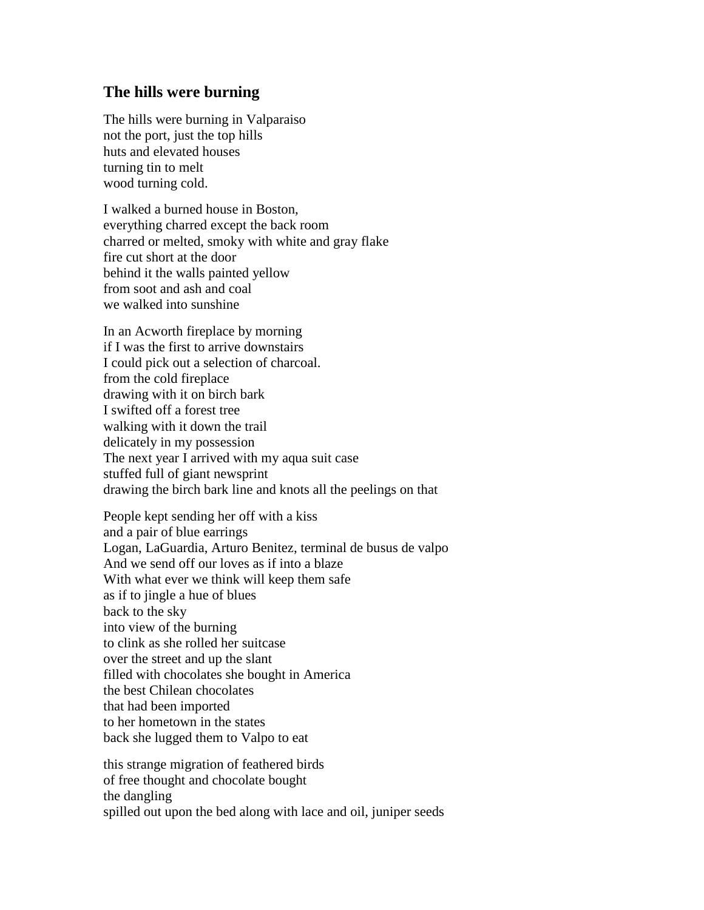## The hills were burning

The hills were burning in Valparaiso
not the port, just the top hills
huts and elevated houses
turning tin to melt
wood turning cold.

I walked a burned house in Boston,
everything charred except the back room
charred or melted, smoky with white and gray flake
fire cut short at the door
behind it the walls painted yellow
from soot and ash and coal
we walked into sunshine

In an Acworth fireplace by morning
if I was the first to arrive downstairs
I could pick out a selection of charcoal.
from the cold fireplace
drawing with it on birch bark
I swifted off a forest tree
walking with it down the trail
delicately in my possession
The next year I arrived with my aqua suit case
stuffed full of giant newsprint
drawing the birch bark line and knots all the peelings on that

People kept sending her off with a kiss
and a pair of blue earrings
Logan, LaGuardia, Arturo Benitez, terminal de busus de valpo
And we send off our loves as if into a blaze
With what ever we think will keep them safe
as if to jingle a hue of blues
back to the sky
into view of the burning
to clink as she rolled her suitcase
over the street and up the slant
filled with chocolates she bought in America
the best Chilean chocolates
that had been imported
to her hometown in the states
back she lugged them to Valpo to eat

this strange migration of feathered birds
of free thought and chocolate bought
the dangling
spilled out upon the bed along with lace and oil, juniper seeds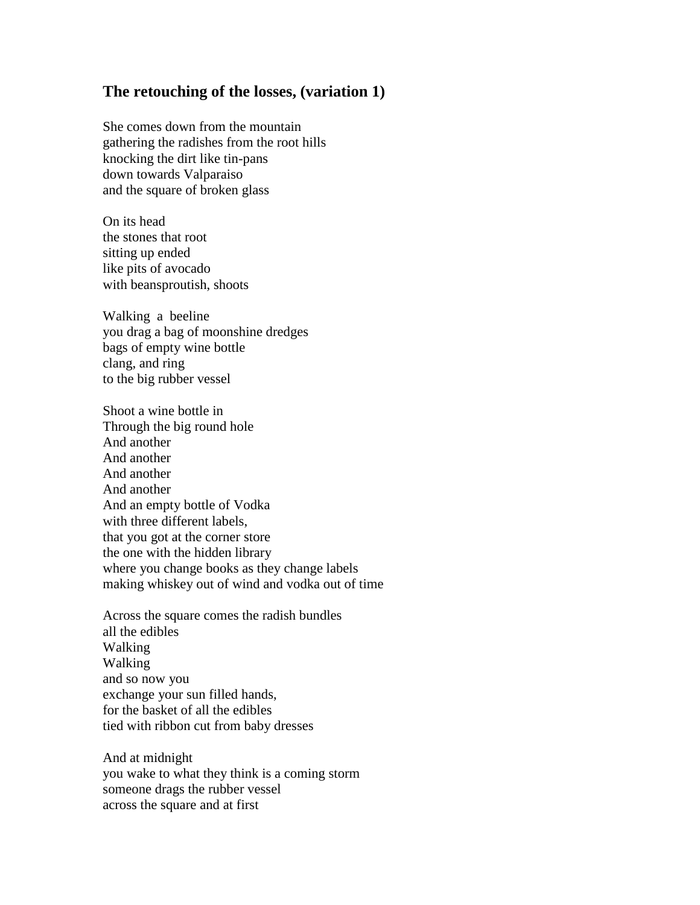## **The retouching of the losses, (variation 1)**

She comes down from the mountain  
gathering the radishes from the root hills  
knocking the dirt like tin-pans  
down towards Valparaiso  
and the square of broken glass

On its head  
the stones that root  
sitting up ended  
like pits of avocado  
with beansproutish, shoots

Walking  a  beeline  
you drag a bag of moonshine dredges  
bags of empty wine bottle  
clang, and ring  
to the big rubber vessel

Shoot a wine bottle in  
Through the big round hole  
And another  
And another  
And another  
And another  
And an empty bottle of Vodka  
with three different labels,  
that you got at the corner store  
the one with the hidden library  
where you change books as they change labels  
making whiskey out of wind and vodka out of time

Across the square comes the radish bundles  
all the edibles  
Walking  
Walking  
and so now you  
exchange your sun filled hands,  
for the basket of all the edibles  
tied with ribbon cut from baby dresses

And at midnight  
you wake to what they think is a coming storm  
someone drags the rubber vessel  
across the square and at first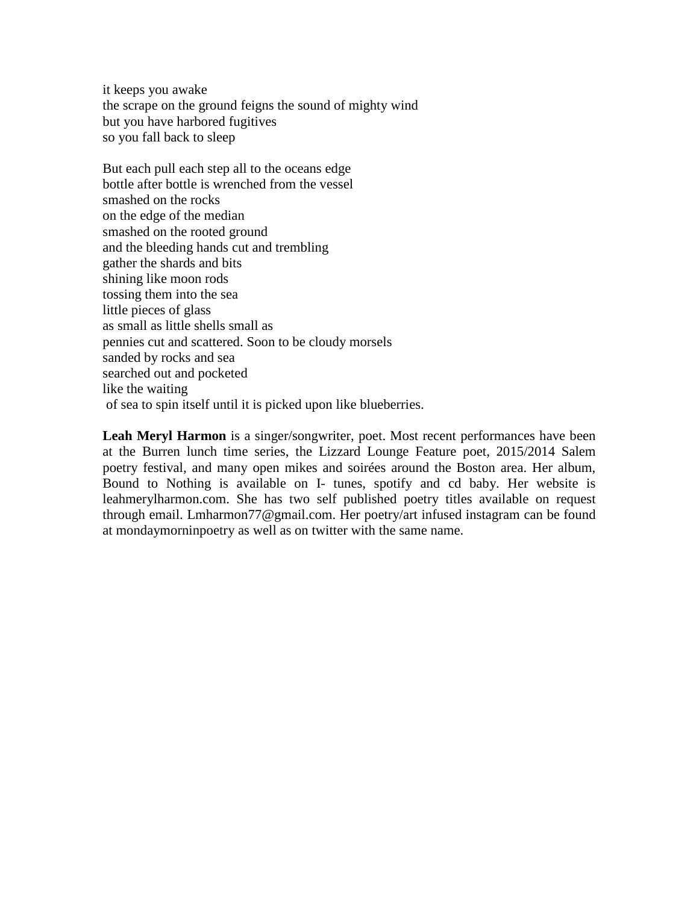it keeps you awake
the scrape on the ground feigns the sound of mighty wind
but you have harbored fugitives
so you fall back to sleep

But each pull each step all to the oceans edge
bottle after bottle is wrenched from the vessel
smashed on the rocks
on the edge of the median
smashed on the rooted ground
and the bleeding hands cut and trembling
gather the shards and bits
shining like moon rods
tossing them into the sea
little pieces of glass
as small as little shells small as
pennies cut and scattered. Soon to be cloudy morsels
sanded by rocks and sea
searched out and pocketed
like the waiting
of sea to spin itself until it is picked upon like blueberries.

**Leah Meryl Harmon** is a singer/songwriter, poet. Most recent performances have been at the Burren lunch time series, the Lizzard Lounge Feature poet, 2015/2014 Salem poetry festival, and many open mikes and soirées around the Boston area. Her album, Bound to Nothing is available on I- tunes, spotify and cd baby. Her website is leahmerylharmon.com. She has two self published poetry titles available on request through email. Lmharmon77@gmail.com. Her poetry/art infused instagram can be found at mondaymorninpoetry as well as on twitter with the same name.